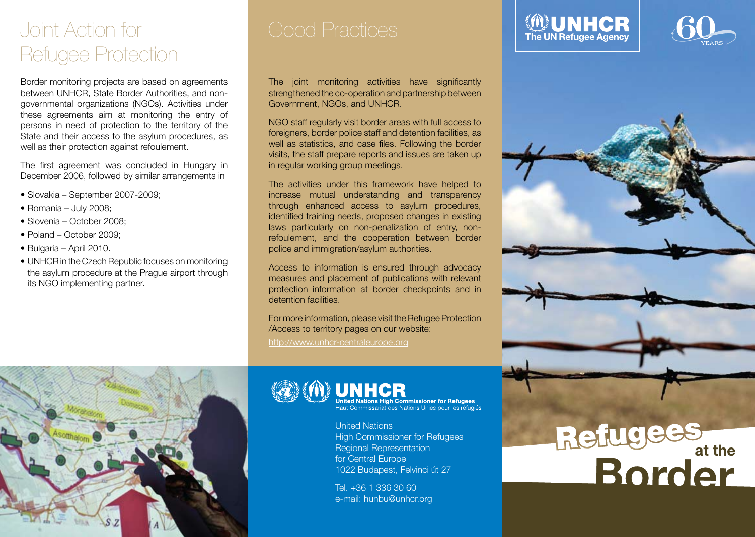# Joint Action for Refugee Protection

Border monitoring projects are based on agreements between UNHCR, State Border Authorities, and non-governmental organizations (NGOs). Activities under these agreements aim at monitoring the entry of persons in need of protection to the territory of the State and their access to the asylum procedures, as well as their protection against refoulement.

The first agreement was concluded in Hungary in December 2006, followed by similar arrangements in

- Slovakia – September 2007-2009;
- Romania – July 2008;
- Slovenia – October 2008;
- Poland – October 2009;
- Bulgaria – April 2010.
- UNHCR in the Czech Republic focuses on monitoring the asylum procedure at the Prague airport through its NGO implementing partner.

# Good Practices

The joint monitoring activities have significantly strengthened the co-operation and partnership between Government, NGOs, and UNHCR.

NGO staff regularly visit border areas with full access to foreigners, border police staff and detention facilities, as well as statistics, and case files. Following the border visits, the staff prepare reports and issues are taken up in regular working group meetings.

The activities under this framework have helped to increase mutual understanding and transparency through enhanced access to asylum procedures, identified training needs, proposed changes in existing laws particularly on non-penalization of entry, non-refoulement, and the cooperation between border police and immigration/asylum authorities.

Access to information is ensured through advocacy measures and placement of publications with relevant protection information at border checkpoints and in detention facilities.

For more information, please visit the Refugee Protection /Access to territory pages on our website:
http://www.unhcr-centraleurope.org

**UNHCR**
**United Nations High Commissioner for Refugees**
Haut Commissariat des Nations Unies pour les réfugiés

United Nations
High Commissioner for Refugees
Regional Representation
for Central Europe
1022 Budapest, Felvinci út 27

Tel. +36 1 336 30 60
e-mail: hunbu@unhcr.org

**UNHCR**
**The UN Refugee Agency**

60 YEARS

# Refugees at the Border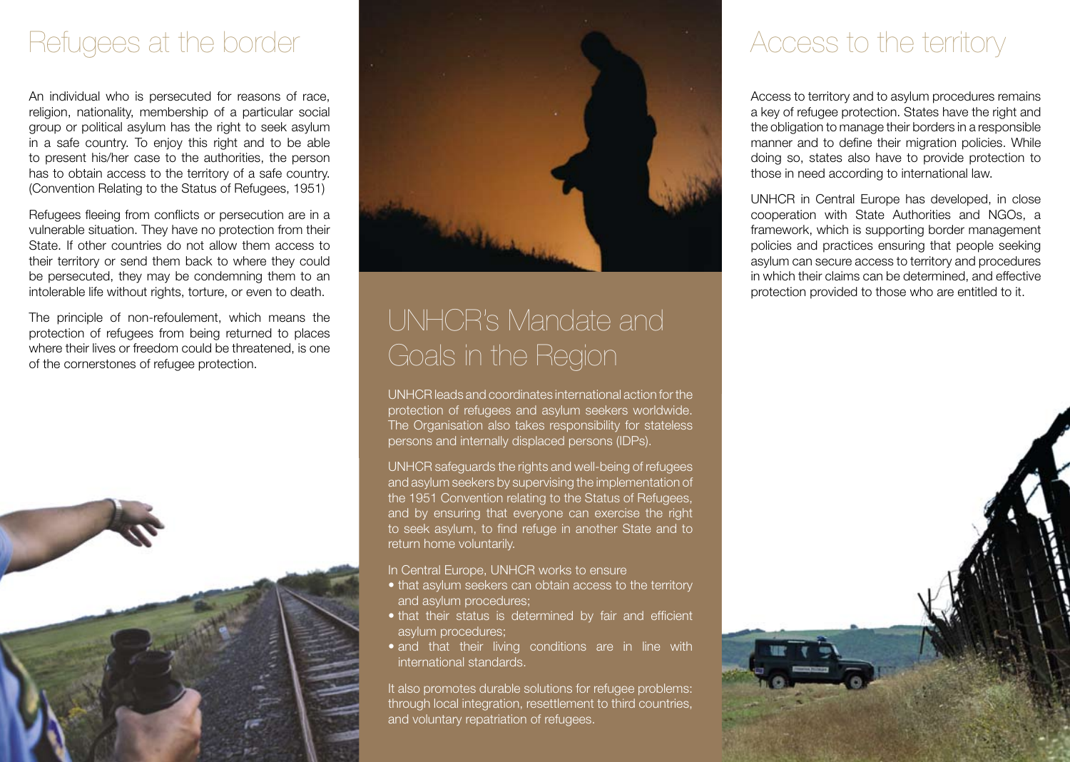# Refugees at the border

An individual who is persecuted for reasons of race, religion, nationality, membership of a particular social group or political asylum has the right to seek asylum in a safe country. To enjoy this right and to be able to present his/her case to the authorities, the person has to obtain access to the territory of a safe country. (Convention Relating to the Status of Refugees, 1951)

Refugees fleeing from conflicts or persecution are in a vulnerable situation. They have no protection from their State. If other countries do not allow them access to their territory or send them back to where they could be persecuted, they may be condemning them to an intolerable life without rights, torture, or even to death.

The principle of non-refoulement, which means the protection of refugees from being returned to places where their lives or freedom could be threatened, is one of the cornerstones of refugee protection.

# UNHCR's Mandate and Goals in the Region

UNHCR leads and coordinates international action for the protection of refugees and asylum seekers worldwide. The Organisation also takes responsibility for stateless persons and internally displaced persons (IDPs).

UNHCR safeguards the rights and well-being of refugees and asylum seekers by supervising the implementation of the 1951 Convention relating to the Status of Refugees, and by ensuring that everyone can exercise the right to seek asylum, to find refuge in another State and to return home voluntarily.

In Central Europe, UNHCR works to ensure

- that asylum seekers can obtain access to the territory and asylum procedures;
- that their status is determined by fair and efficient asylum procedures;
- and that their living conditions are in line with international standards.

It also promotes durable solutions for refugee problems: through local integration, resettlement to third countries, and voluntary repatriation of refugees.

# Access to the territory

Access to territory and to asylum procedures remains a key of refugee protection. States have the right and the obligation to manage their borders in a responsible manner and to define their migration policies. While doing so, states also have to provide protection to those in need according to international law.

UNHCR in Central Europe has developed, in close cooperation with State Authorities and NGOs, a framework, which is supporting border management policies and practices ensuring that people seeking asylum can secure access to territory and procedures in which their claims can be determined, and effective protection provided to those who are entitled to it.